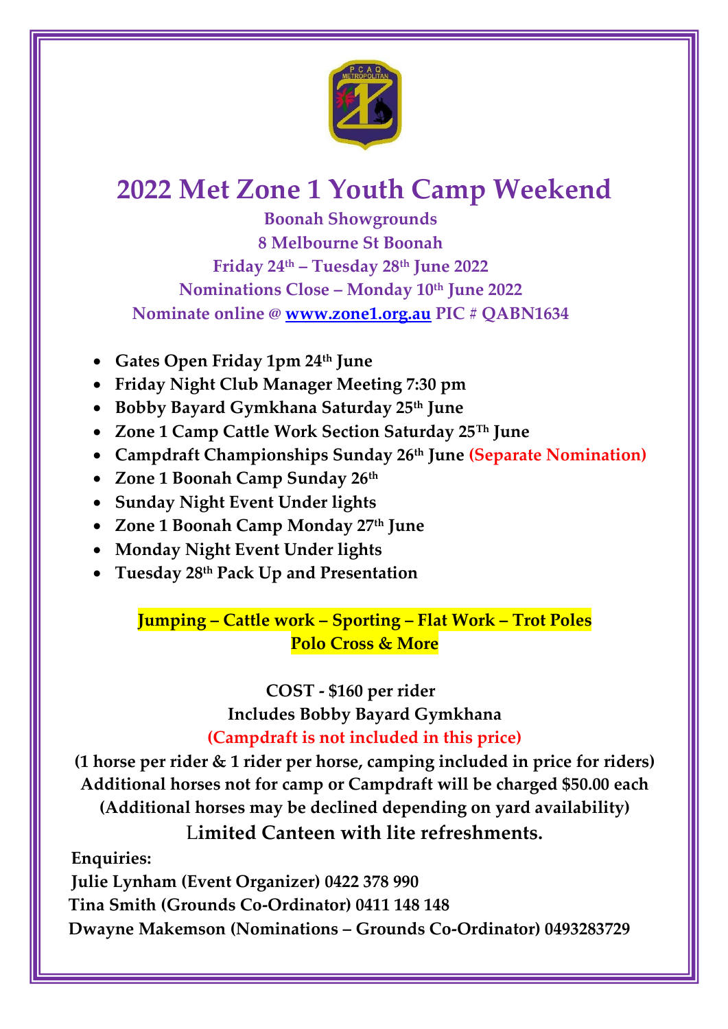# 2022 Met Zone 1 Youth Camp Weekend

**Boonah Showgrounds**
**8 Melbourne St Boonah**
**Friday 24th – Tuesday 28th June 2022**
**Nominations Close – Monday 10th June 2022**
**Nominate online @ [www.zone1.org.au](http://www.zone1.org.au) PIC # QABN1634**

- **Gates Open Friday 1pm 24th June**
- **Friday Night Club Manager Meeting 7:30 pm**
- **Bobby Bayard Gymkhana Saturday 25th June**
- **Zone 1 Camp Cattle Work Section Saturday 25Th June**
- **Campdraft Championships Sunday 26th June (Separate Nomination)**
- **Zone 1 Boonah Camp Sunday 26th**
- **Sunday Night Event Under lights**
- **Zone 1 Boonah Camp Monday 27th June**
- **Monday Night Event Under lights**
- **Tuesday 28th Pack Up and Presentation**

**Jumping – Cattle work – Sporting – Flat Work – Trot Poles**
**Polo Cross & More**

**COST - $160 per rider**
**Includes Bobby Bayard Gymkhana**
**(Campdraft is not included in this price)**
**(1 horse per rider & 1 rider per horse, camping included in price for riders)**
**Additional horses not for camp or Campdraft will be charged $50.00 each**
**(Additional horses may be declined depending on yard availability)**
**Limited Canteen with lite refreshments.**

**Enquiries:**
**Julie Lynham (Event Organizer) 0422 378 990**
**Tina Smith (Grounds Co-Ordinator) 0411 148 148**
**Dwayne Makemson (Nominations – Grounds Co-Ordinator) 0493283729**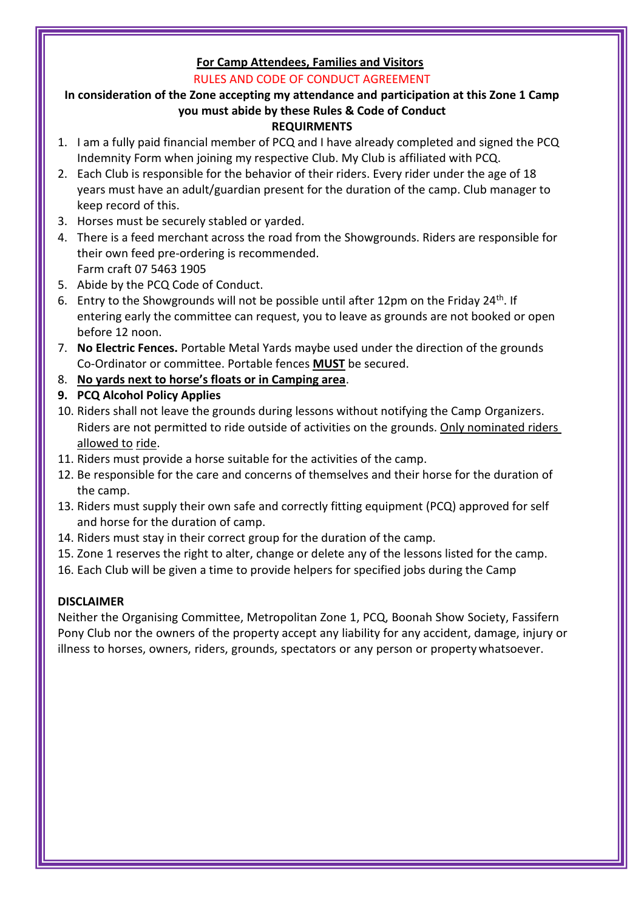## For Camp Attendees, Families and Visitors

RULES AND CODE OF CONDUCT AGREEMENT

**In consideration of the Zone accepting my attendance and participation at this Zone 1 Camp you must abide by these Rules & Code of Conduct**

**REQUIRMENTS**

1. I am a fully paid financial member of PCQ and I have already completed and signed the PCQ Indemnity Form when joining my respective Club. My Club is affiliated with PCQ.
2. Each Club is responsible for the behavior of their riders. Every rider under the age of 18 years must have an adult/guardian present for the duration of the camp. Club manager to keep record of this.
3. Horses must be securely stabled or yarded.
4. There is a feed merchant across the road from the Showgrounds. Riders are responsible for their own feed pre-ordering is recommended.
   Farm craft 07 5463 1905
5. Abide by the PCQ Code of Conduct.
6. Entry to the Showgrounds will not be possible until after 12pm on the Friday 24th. If entering early the committee can request, you to leave as grounds are not booked or open before 12 noon.
7. **No Electric Fences.** Portable Metal Yards maybe used under the direction of the grounds Co-Ordinator or committee. Portable fences **MUST** be secured.
8. **No yards next to horse's floats or in Camping area**.
9. **PCQ Alcohol Policy Applies**
10. Riders shall not leave the grounds during lessons without notifying the Camp Organizers. Riders are not permitted to ride outside of activities on the grounds. Only nominated riders allowed to ride.
11. Riders must provide a horse suitable for the activities of the camp.
12. Be responsible for the care and concerns of themselves and their horse for the duration of the camp.
13. Riders must supply their own safe and correctly fitting equipment (PCQ) approved for self and horse for the duration of camp.
14. Riders must stay in their correct group for the duration of the camp.
15. Zone 1 reserves the right to alter, change or delete any of the lessons listed for the camp.
16. Each Club will be given a time to provide helpers for specified jobs during the Camp

**DISCLAIMER**

Neither the Organising Committee, Metropolitan Zone 1, PCQ, Boonah Show Society, Fassifern Pony Club nor the owners of the property accept any liability for any accident, damage, injury or illness to horses, owners, riders, grounds, spectators or any person or property whatsoever.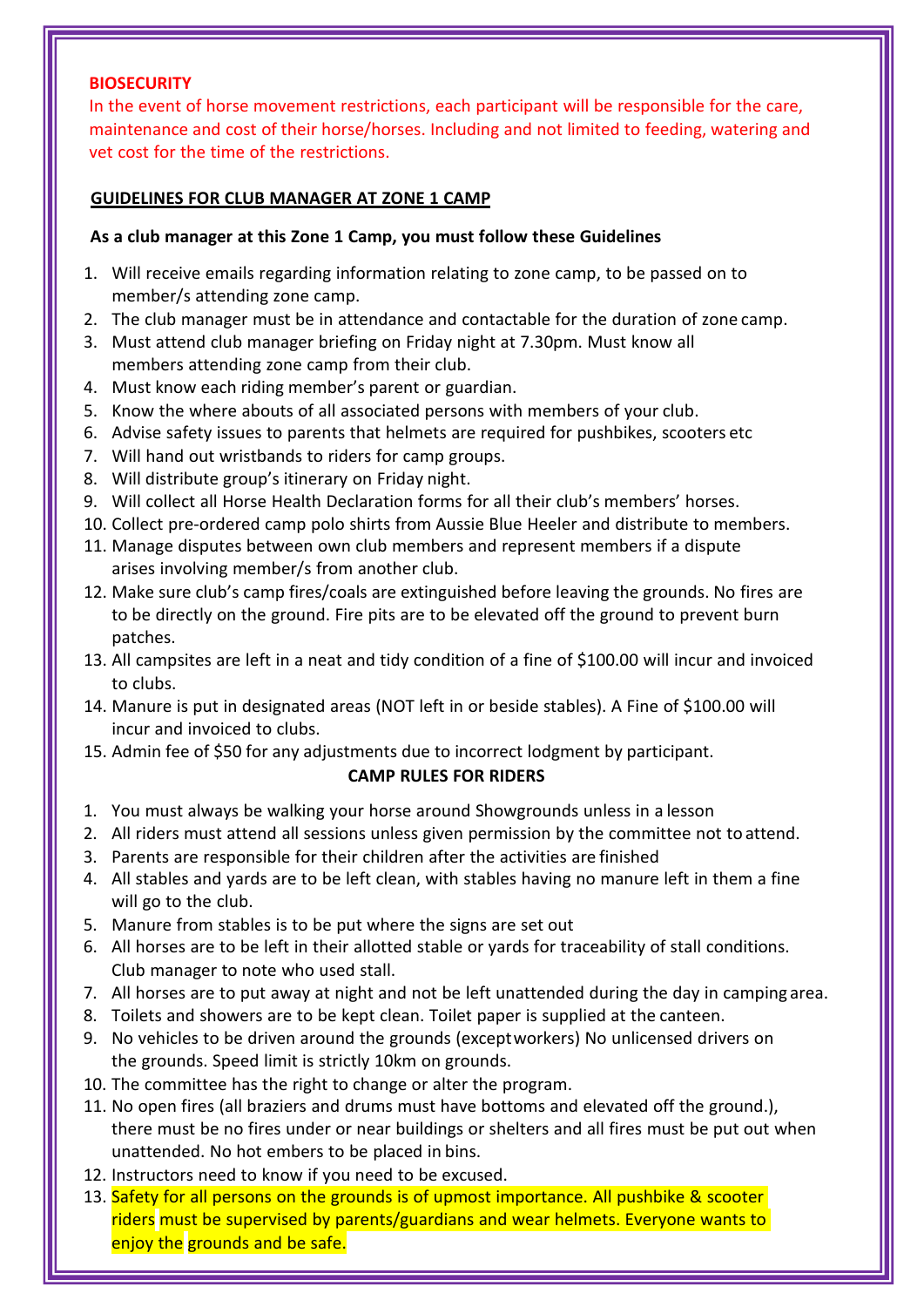**BIOSECURITY**

In the event of horse movement restrictions, each participant will be responsible for the care, maintenance and cost of their horse/horses. Including and not limited to feeding, watering and vet cost for the time of the restrictions.

**GUIDELINES FOR CLUB MANAGER AT ZONE 1 CAMP**

**As a club manager at this Zone 1 Camp, you must follow these Guidelines**

1. Will receive emails regarding information relating to zone camp, to be passed on to member/s attending zone camp.
2. The club manager must be in attendance and contactable for the duration of zone camp.
3. Must attend club manager briefing on Friday night at 7.30pm. Must know all members attending zone camp from their club.
4. Must know each riding member's parent or guardian.
5. Know the where abouts of all associated persons with members of your club.
6. Advise safety issues to parents that helmets are required for pushbikes, scooters etc
7. Will hand out wristbands to riders for camp groups.
8. Will distribute group's itinerary on Friday night.
9. Will collect all Horse Health Declaration forms for all their club's members' horses.
10. Collect pre-ordered camp polo shirts from Aussie Blue Heeler and distribute to members.
11. Manage disputes between own club members and represent members if a dispute arises involving member/s from another club.
12. Make sure club's camp fires/coals are extinguished before leaving the grounds. No fires are to be directly on the ground. Fire pits are to be elevated off the ground to prevent burn patches.
13. All campsites are left in a neat and tidy condition of a fine of $100.00 will incur and invoiced to clubs.
14. Manure is put in designated areas (NOT left in or beside stables). A Fine of $100.00 will incur and invoiced to clubs.
15. Admin fee of $50 for any adjustments due to incorrect lodgment by participant.

**CAMP RULES FOR RIDERS**

1. You must always be walking your horse around Showgrounds unless in a lesson
2. All riders must attend all sessions unless given permission by the committee not to attend.
3. Parents are responsible for their children after the activities are finished
4. All stables and yards are to be left clean, with stables having no manure left in them a fine will go to the club.
5. Manure from stables is to be put where the signs are set out
6. All horses are to be left in their allotted stable or yards for traceability of stall conditions. Club manager to note who used stall.
7. All horses are to put away at night and not be left unattended during the day in camping area.
8. Toilets and showers are to be kept clean. Toilet paper is supplied at the canteen.
9. No vehicles to be driven around the grounds (except workers) No unlicensed drivers on the grounds. Speed limit is strictly 10km on grounds.
10. The committee has the right to change or alter the program.
11. No open fires (all braziers and drums must have bottoms and elevated off the ground.), there must be no fires under or near buildings or shelters and all fires must be put out when unattended. No hot embers to be placed in bins.
12. Instructors need to know if you need to be excused.
13. Safety for all persons on the grounds is of upmost importance. All pushbike & scooter riders must be supervised by parents/guardians and wear helmets. Everyone wants to enjoy the grounds and be safe.